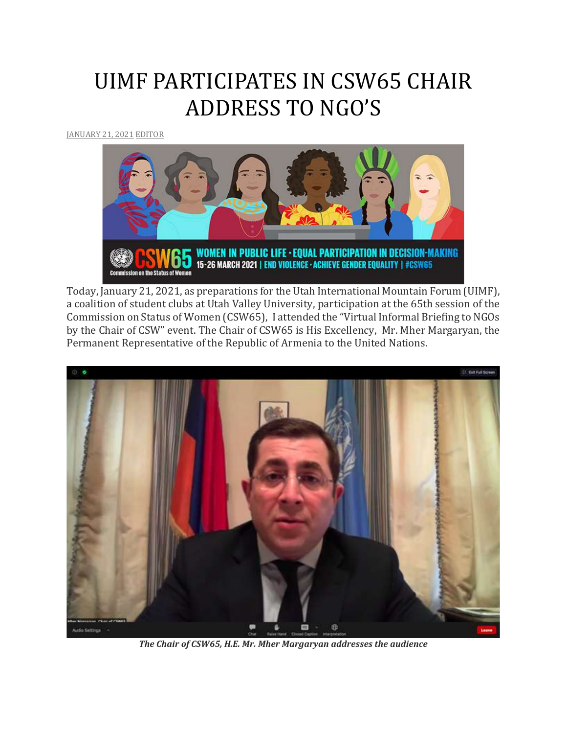# UIMF PARTICIPATES IN CSW65 CHAIR ADDRESS TO NGO'S

JANUARY 21, 2021 EDITOR

Today, January 21, 2021, as preparations for the Utah International Mountain Forum (UIMF), a coalition of student clubs at Utah Valley University, participation at the 65th session of the Commission on Status of Women (CSW65), I attended the "Virtual Informal Briefing to NGOs by the Chair of CSW" event. The Chair of CSW65 is His Excellency, Mr. Mher Margaryan, the Permanent Representative of the Republic of Armenia to the United Nations.

*The Chair of CSW65, H.E. Mr. Mher Margaryan addresses the audience*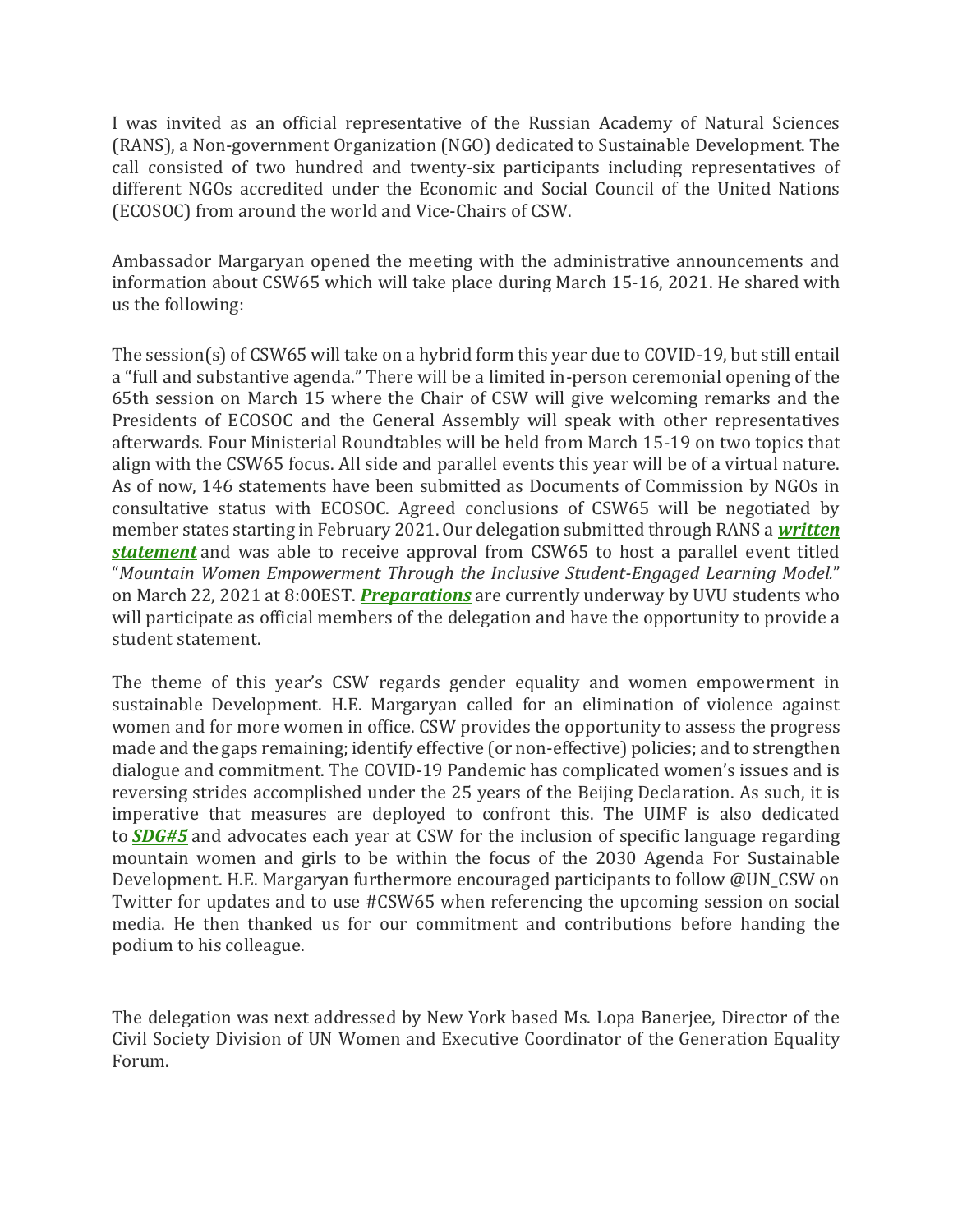I was invited as an official representative of the Russian Academy of Natural Sciences (RANS), a Non-government Organization (NGO) dedicated to Sustainable Development. The call consisted of two hundred and twenty-six participants including representatives of different NGOs accredited under the Economic and Social Council of the United Nations (ECOSOC) from around the world and Vice-Chairs of CSW.

Ambassador Margaryan opened the meeting with the administrative announcements and information about CSW65 which will take place during March 15-16, 2021. He shared with us the following:

The session(s) of CSW65 will take on a hybrid form this year due to COVID-19, but still entail a "full and substantive agenda." There will be a limited in-person ceremonial opening of the 65th session on March 15 where the Chair of CSW will give welcoming remarks and the Presidents of ECOSOC and the General Assembly will speak with other representatives afterwards. Four Ministerial Roundtables will be held from March 15-19 on two topics that align with the CSW65 focus. All side and parallel events this year will be of a virtual nature. As of now, 146 statements have been submitted as Documents of Commission by NGOs in consultative status with ECOSOC. Agreed conclusions of CSW65 will be negotiated by member states starting in February 2021. Our delegation submitted through RANS a ***written statement*** and was able to receive approval from CSW65 to host a parallel event titled "*Mountain Women Empowerment Through the Inclusive Student-Engaged Learning Model.*" on March 22, 2021 at 8:00EST. ***Preparations*** are currently underway by UVU students who will participate as official members of the delegation and have the opportunity to provide a student statement.

The theme of this year's CSW regards gender equality and women empowerment in sustainable Development. H.E. Margaryan called for an elimination of violence against women and for more women in office. CSW provides the opportunity to assess the progress made and the gaps remaining; identify effective (or non-effective) policies; and to strengthen dialogue and commitment. The COVID-19 Pandemic has complicated women's issues and is reversing strides accomplished under the 25 years of the Beijing Declaration. As such, it is imperative that measures are deployed to confront this. The UIMF is also dedicated to ***SDG#5*** and advocates each year at CSW for the inclusion of specific language regarding mountain women and girls to be within the focus of the 2030 Agenda For Sustainable Development. H.E. Margaryan furthermore encouraged participants to follow @UN_CSW on Twitter for updates and to use #CSW65 when referencing the upcoming session on social media. He then thanked us for our commitment and contributions before handing the podium to his colleague.

The delegation was next addressed by New York based Ms. Lopa Banerjee, Director of the Civil Society Division of UN Women and Executive Coordinator of the Generation Equality Forum.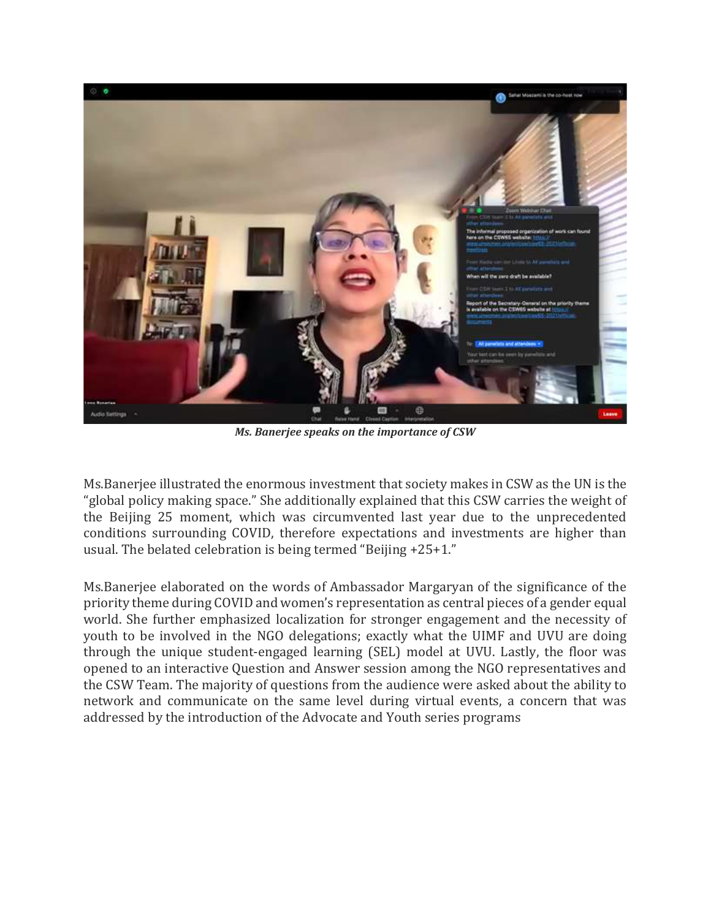*Ms. Banerjee speaks on the importance of CSW*

Ms.Banerjee illustrated the enormous investment that society makes in CSW as the UN is the "global policy making space." She additionally explained that this CSW carries the weight of the Beijing 25 moment, which was circumvented last year due to the unprecedented conditions surrounding COVID, therefore expectations and investments are higher than usual. The belated celebration is being termed "Beijing +25+1."

Ms.Banerjee elaborated on the words of Ambassador Margaryan of the significance of the priority theme during COVID and women's representation as central pieces of a gender equal world. She further emphasized localization for stronger engagement and the necessity of youth to be involved in the NGO delegations; exactly what the UIMF and UVU are doing through the unique student-engaged learning (SEL) model at UVU. Lastly, the floor was opened to an interactive Question and Answer session among the NGO representatives and the CSW Team. The majority of questions from the audience were asked about the ability to network and communicate on the same level during virtual events, a concern that was addressed by the introduction of the Advocate and Youth series programs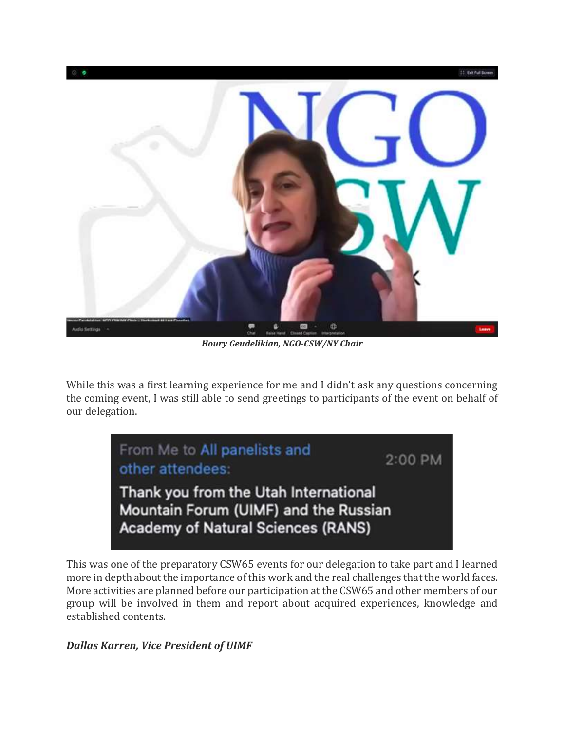*Houry Geudelikian, NGO-CSW/NY Chair*

While this was a first learning experience for me and I didn't ask any questions concerning the coming event, I was still able to send greetings to participants of the event on behalf of our delegation.

From Me to All panelists and other attendees: 2:00 PM

Thank you from the Utah International Mountain Forum (UIMF) and the Russian Academy of Natural Sciences (RANS)

This was one of the preparatory CSW65 events for our delegation to take part and I learned more in depth about the importance of this work and the real challenges that the world faces. More activities are planned before our participation at the CSW65 and other members of our group will be involved in them and report about acquired experiences, knowledge and established contents.

***Dallas Karren, Vice President of UIMF***